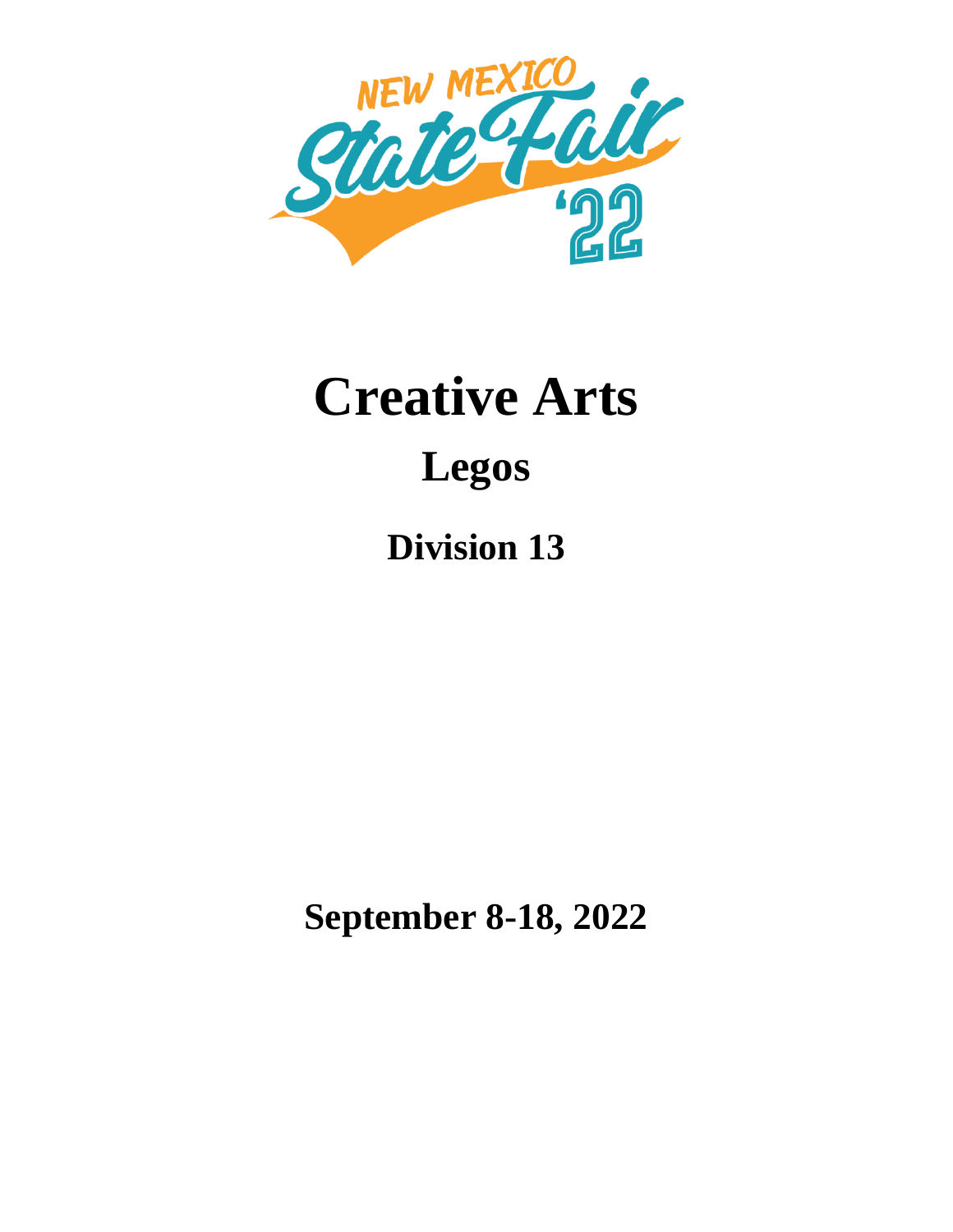NEW MEXICO State Fair '22

# Creative Arts

## Legos

### Division 13

**September 8-18, 2022**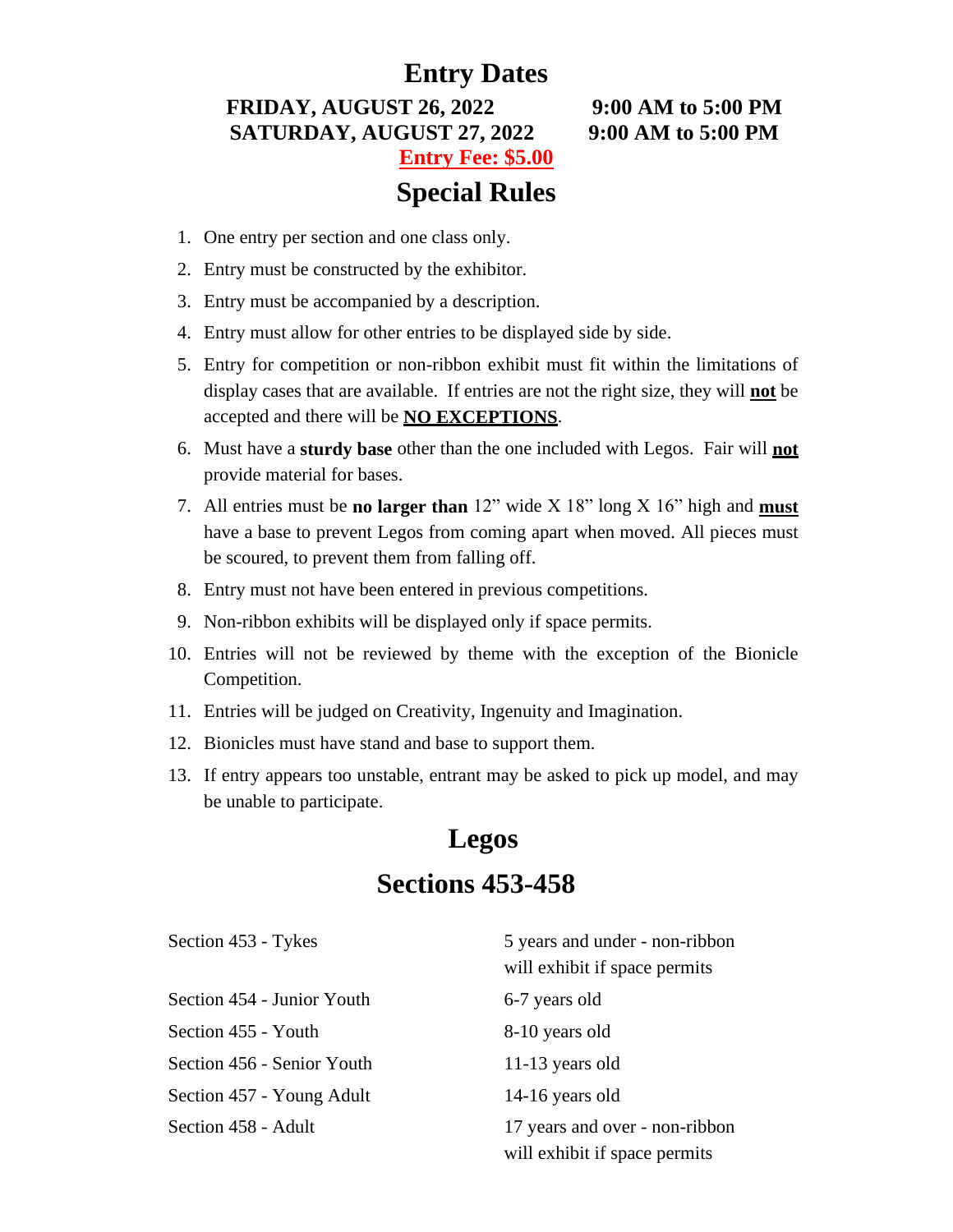# Entry Dates

**FRIDAY, AUGUST 26, 2022 9:00 AM to 5:00 PM**
**SATURDAY, AUGUST 27, 2022 9:00 AM to 5:00 PM**

**Entry Fee: $5.00**

# Special Rules

1. One entry per section and one class only.
2. Entry must be constructed by the exhibitor.
3. Entry must be accompanied by a description.
4. Entry must allow for other entries to be displayed side by side.
5. Entry for competition or non-ribbon exhibit must fit within the limitations of display cases that are available. If entries are not the right size, they will **not** be accepted and there will be **NO EXCEPTIONS**.
6. Must have a **sturdy base** other than the one included with Legos. Fair will **not** provide material for bases.
7. All entries must be **no larger than** 12" wide X 18" long X 16" high and **must** have a base to prevent Legos from coming apart when moved. All pieces must be scoured, to prevent them from falling off.
8. Entry must not have been entered in previous competitions.
9. Non-ribbon exhibits will be displayed only if space permits.
10. Entries will not be reviewed by theme with the exception of the Bionicle Competition.
11. Entries will be judged on Creativity, Ingenuity and Imagination.
12. Bionicles must have stand and base to support them.
13. If entry appears too unstable, entrant may be asked to pick up model, and may be unable to participate.

# Legos

# Sections 453-458

| Section | Age |
|---|---|
| Section 453 - Tykes | 5 years and under - non-ribbon will exhibit if space permits |
| Section 454 - Junior Youth | 6-7 years old |
| Section 455 - Youth | 8-10 years old |
| Section 456 - Senior Youth | 11-13 years old |
| Section 457 - Young Adult | 14-16 years old |
| Section 458 - Adult | 17 years and over - non-ribbon will exhibit if space permits |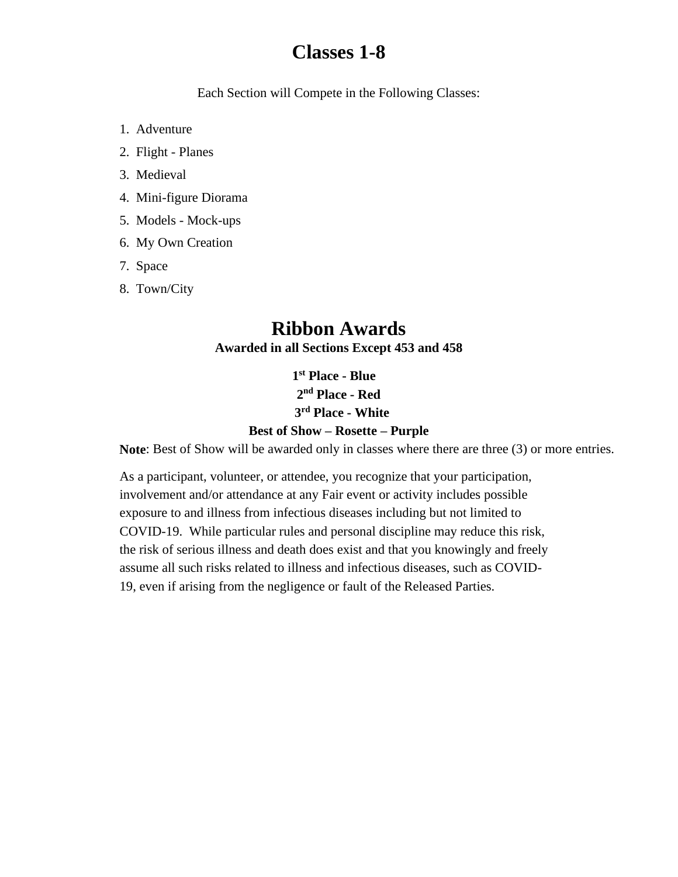# Classes 1-8

Each Section will Compete in the Following Classes:

1. Adventure
2. Flight - Planes
3. Medieval
4. Mini-figure Diorama
5. Models - Mock-ups
6. My Own Creation
7. Space
8. Town/City

## Ribbon Awards

**Awarded in all Sections Except 453 and 458**

**1st Place - Blue**

**2nd Place - Red**

**3rd Place - White**

**Best of Show – Rosette – Purple**

**Note**: Best of Show will be awarded only in classes where there are three (3) or more entries.

As a participant, volunteer, or attendee, you recognize that your participation, involvement and/or attendance at any Fair event or activity includes possible exposure to and illness from infectious diseases including but not limited to COVID-19. While particular rules and personal discipline may reduce this risk, the risk of serious illness and death does exist and that you knowingly and freely assume all such risks related to illness and infectious diseases, such as COVID-19, even if arising from the negligence or fault of the Released Parties.